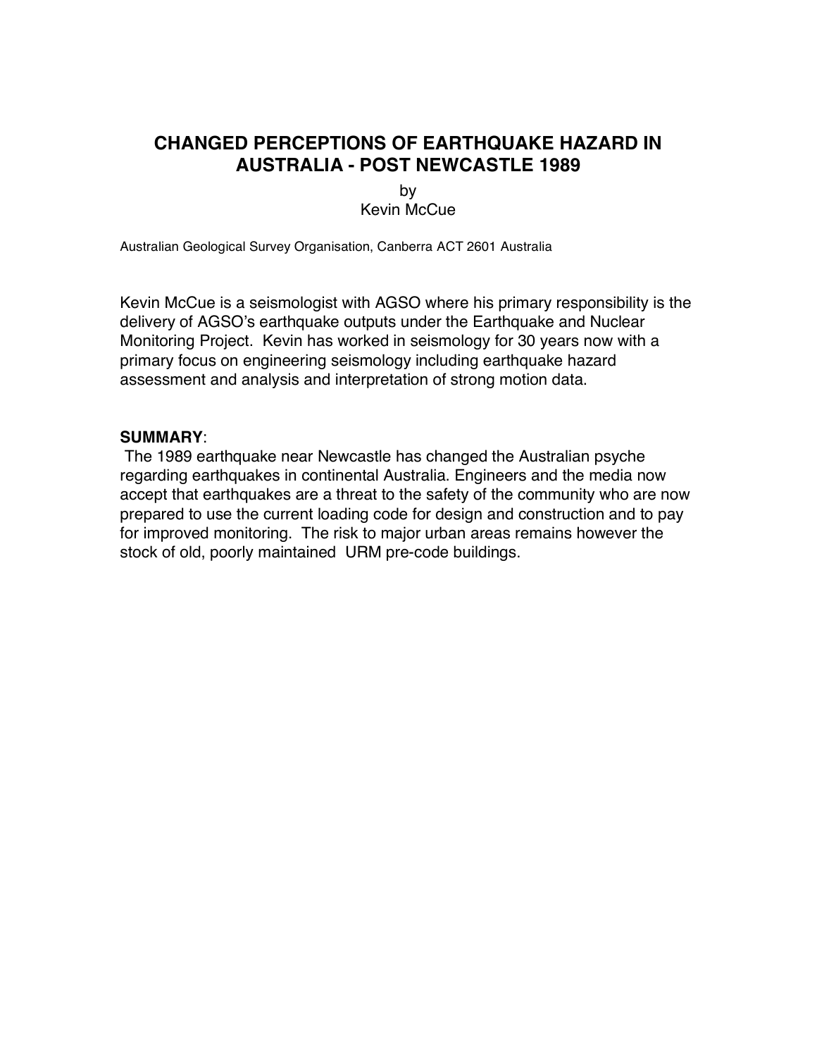# CHANGED PERCEPTIONS OF EARTHQUAKE HAZARD IN AUSTRALIA - POST NEWCASTLE 1989

by

Kevin McCue

Australian Geological Survey Organisation, Canberra ACT 2601 Australia

Kevin McCue is a seismologist with AGSO where his primary responsibility is the delivery of AGSO's earthquake outputs under the Earthquake and Nuclear Monitoring Project. Kevin has worked in seismology for 30 years now with a primary focus on engineering seismology including earthquake hazard assessment and analysis and interpretation of strong motion data.

**SUMMARY**:

The 1989 earthquake near Newcastle has changed the Australian psyche regarding earthquakes in continental Australia. Engineers and the media now accept that earthquakes are a threat to the safety of the community who are now prepared to use the current loading code for design and construction and to pay for improved monitoring. The risk to major urban areas remains however the stock of old, poorly maintained URM pre-code buildings.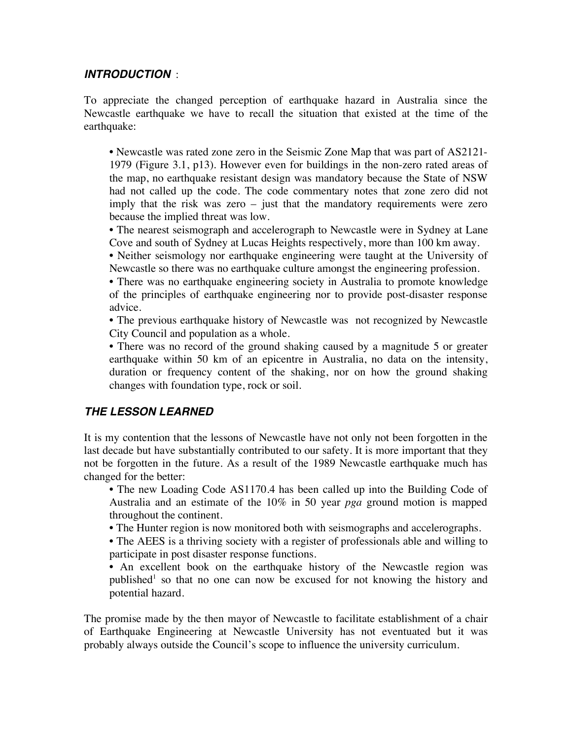## ***INTRODUCTION*** :

To appreciate the changed perception of earthquake hazard in Australia since the Newcastle earthquake we have to recall the situation that existed at the time of the earthquake:

- Newcastle was rated zone zero in the Seismic Zone Map that was part of AS2121-1979 (Figure 3.1, p13). However even for buildings in the non-zero rated areas of the map, no earthquake resistant design was mandatory because the State of NSW had not called up the code. The code commentary notes that zone zero did not imply that the risk was zero – just that the mandatory requirements were zero because the implied threat was low.
- The nearest seismograph and accelerograph to Newcastle were in Sydney at Lane Cove and south of Sydney at Lucas Heights respectively, more than 100 km away.
- Neither seismology nor earthquake engineering were taught at the University of Newcastle so there was no earthquake culture amongst the engineering profession.
- There was no earthquake engineering society in Australia to promote knowledge of the principles of earthquake engineering nor to provide post-disaster response advice.
- The previous earthquake history of Newcastle was not recognized by Newcastle City Council and population as a whole.
- There was no record of the ground shaking caused by a magnitude 5 or greater earthquake within 50 km of an epicentre in Australia, no data on the intensity, duration or frequency content of the shaking, nor on how the ground shaking changes with foundation type, rock or soil.

## ***THE LESSON LEARNED***

It is my contention that the lessons of Newcastle have not only not been forgotten in the last decade but have substantially contributed to our safety. It is more important that they not be forgotten in the future. As a result of the 1989 Newcastle earthquake much has changed for the better:

- The new Loading Code AS1170.4 has been called up into the Building Code of Australia and an estimate of the 10% in 50 year *pga* ground motion is mapped throughout the continent.
- The Hunter region is now monitored both with seismographs and accelerographs.
- The AEES is a thriving society with a register of professionals able and willing to participate in post disaster response functions.
- An excellent book on the earthquake history of the Newcastle region was published[1] so that no one can now be excused for not knowing the history and potential hazard.

The promise made by the then mayor of Newcastle to facilitate establishment of a chair of Earthquake Engineering at Newcastle University has not eventuated but it was probably always outside the Council's scope to influence the university curriculum.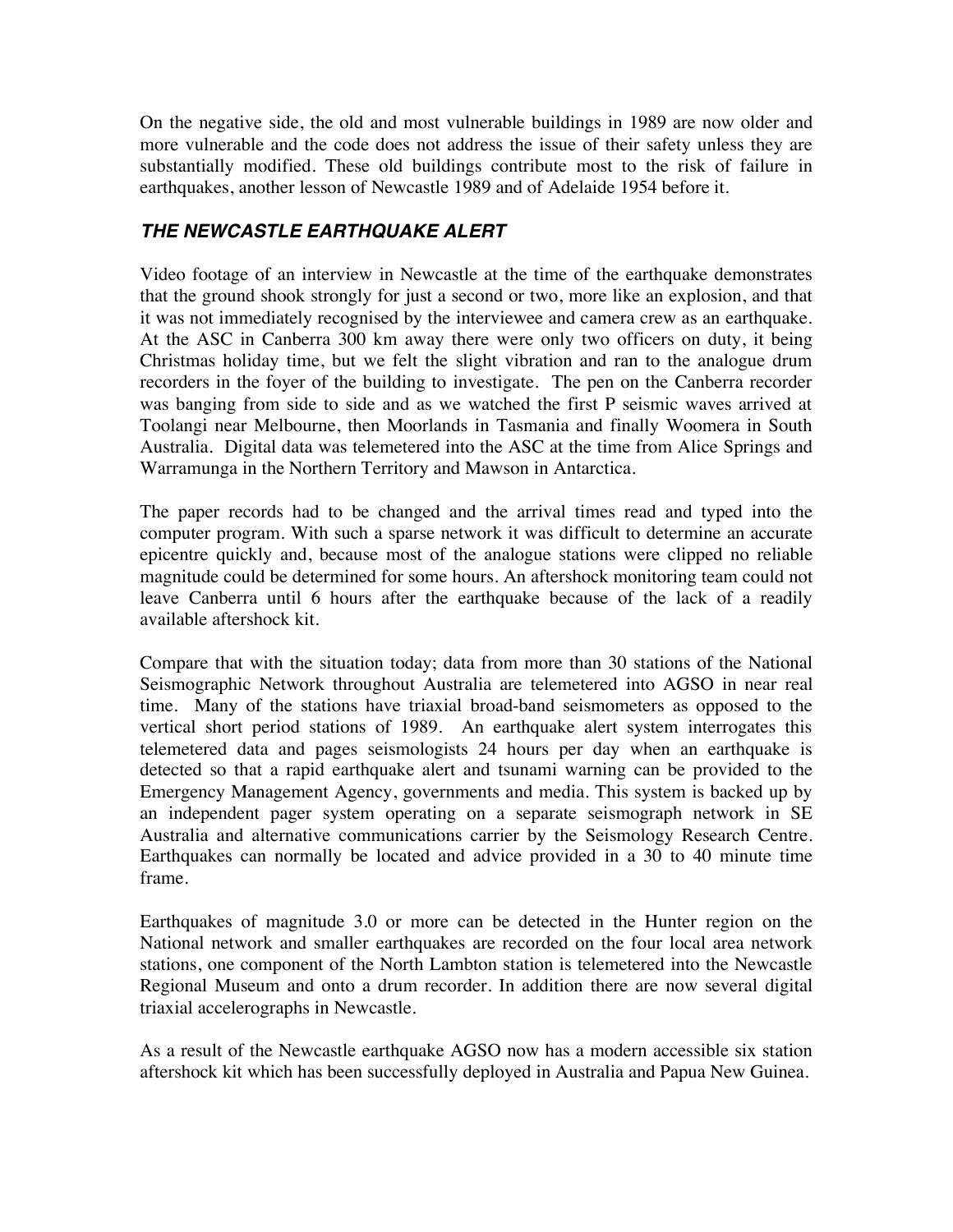On the negative side, the old and most vulnerable buildings in 1989 are now older and more vulnerable and the code does not address the issue of their safety unless they are substantially modified. These old buildings contribute most to the risk of failure in earthquakes, another lesson of Newcastle 1989 and of Adelaide 1954 before it.

### ***THE NEWCASTLE EARTHQUAKE ALERT***

Video footage of an interview in Newcastle at the time of the earthquake demonstrates that the ground shook strongly for just a second or two, more like an explosion, and that it was not immediately recognised by the interviewee and camera crew as an earthquake. At the ASC in Canberra 300 km away there were only two officers on duty, it being Christmas holiday time, but we felt the slight vibration and ran to the analogue drum recorders in the foyer of the building to investigate. The pen on the Canberra recorder was banging from side to side and as we watched the first P seismic waves arrived at Toolangi near Melbourne, then Moorlands in Tasmania and finally Woomera in South Australia. Digital data was telemetered into the ASC at the time from Alice Springs and Warramunga in the Northern Territory and Mawson in Antarctica.

The paper records had to be changed and the arrival times read and typed into the computer program. With such a sparse network it was difficult to determine an accurate epicentre quickly and, because most of the analogue stations were clipped no reliable magnitude could be determined for some hours. An aftershock monitoring team could not leave Canberra until 6 hours after the earthquake because of the lack of a readily available aftershock kit.

Compare that with the situation today; data from more than 30 stations of the National Seismographic Network throughout Australia are telemetered into AGSO in near real time. Many of the stations have triaxial broad-band seismometers as opposed to the vertical short period stations of 1989. An earthquake alert system interrogates this telemetered data and pages seismologists 24 hours per day when an earthquake is detected so that a rapid earthquake alert and tsunami warning can be provided to the Emergency Management Agency, governments and media. This system is backed up by an independent pager system operating on a separate seismograph network in SE Australia and alternative communications carrier by the Seismology Research Centre. Earthquakes can normally be located and advice provided in a 30 to 40 minute time frame.

Earthquakes of magnitude 3.0 or more can be detected in the Hunter region on the National network and smaller earthquakes are recorded on the four local area network stations, one component of the North Lambton station is telemetered into the Newcastle Regional Museum and onto a drum recorder. In addition there are now several digital triaxial accelerographs in Newcastle.

As a result of the Newcastle earthquake AGSO now has a modern accessible six station aftershock kit which has been successfully deployed in Australia and Papua New Guinea.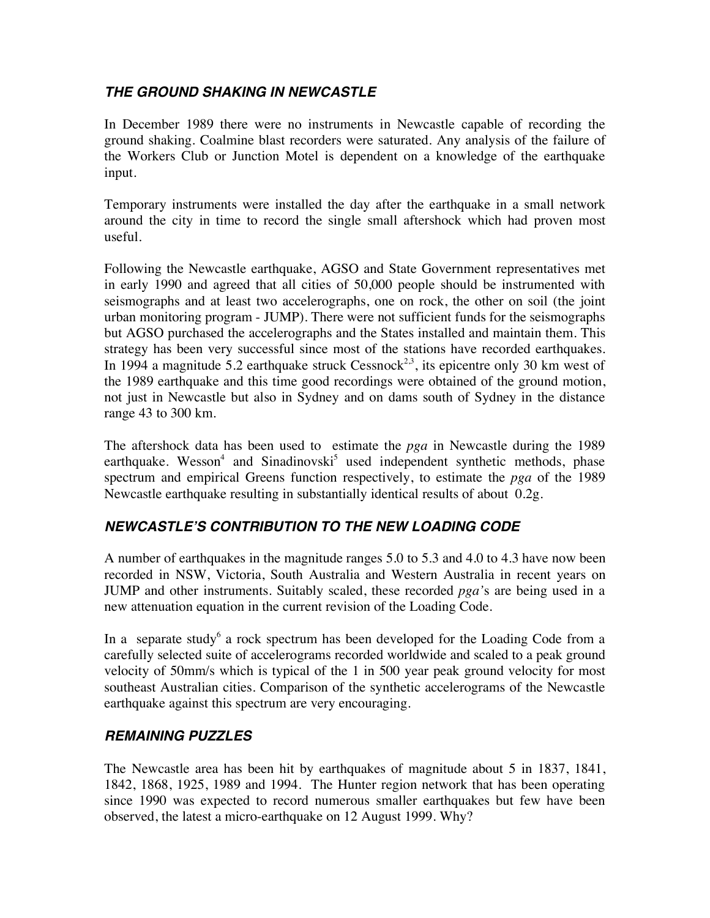### *THE GROUND SHAKING IN NEWCASTLE*

In December 1989 there were no instruments in Newcastle capable of recording the ground shaking. Coalmine blast recorders were saturated. Any analysis of the failure of the Workers Club or Junction Motel is dependent on a knowledge of the earthquake input.

Temporary instruments were installed the day after the earthquake in a small network around the city in time to record the single small aftershock which had proven most useful.

Following the Newcastle earthquake, AGSO and State Government representatives met in early 1990 and agreed that all cities of 50,000 people should be instrumented with seismographs and at least two accelerographs, one on rock, the other on soil (the joint urban monitoring program - JUMP). There were not sufficient funds for the seismographs but AGSO purchased the accelerographs and the States installed and maintain them. This strategy has been very successful since most of the stations have recorded earthquakes. In 1994 a magnitude 5.2 earthquake struck Cessnock[2,3], its epicentre only 30 km west of the 1989 earthquake and this time good recordings were obtained of the ground motion, not just in Newcastle but also in Sydney and on dams south of Sydney in the distance range 43 to 300 km.

The aftershock data has been used to estimate the *pga* in Newcastle during the 1989 earthquake. Wesson[4] and Sinadinovski[5] used independent synthetic methods, phase spectrum and empirical Greens function respectively, to estimate the *pga* of the 1989 Newcastle earthquake resulting in substantially identical results of about 0.2g.

### *NEWCASTLE'S CONTRIBUTION TO THE NEW LOADING CODE*

A number of earthquakes in the magnitude ranges 5.0 to 5.3 and 4.0 to 4.3 have now been recorded in NSW, Victoria, South Australia and Western Australia in recent years on JUMP and other instruments. Suitably scaled, these recorded *pga*'s are being used in a new attenuation equation in the current revision of the Loading Code.

In a separate study[6] a rock spectrum has been developed for the Loading Code from a carefully selected suite of accelerograms recorded worldwide and scaled to a peak ground velocity of 50mm/s which is typical of the 1 in 500 year peak ground velocity for most southeast Australian cities. Comparison of the synthetic accelerograms of the Newcastle earthquake against this spectrum are very encouraging.

### *REMAINING PUZZLES*

The Newcastle area has been hit by earthquakes of magnitude about 5 in 1837, 1841, 1842, 1868, 1925, 1989 and 1994. The Hunter region network that has been operating since 1990 was expected to record numerous smaller earthquakes but few have been observed, the latest a micro-earthquake on 12 August 1999. Why?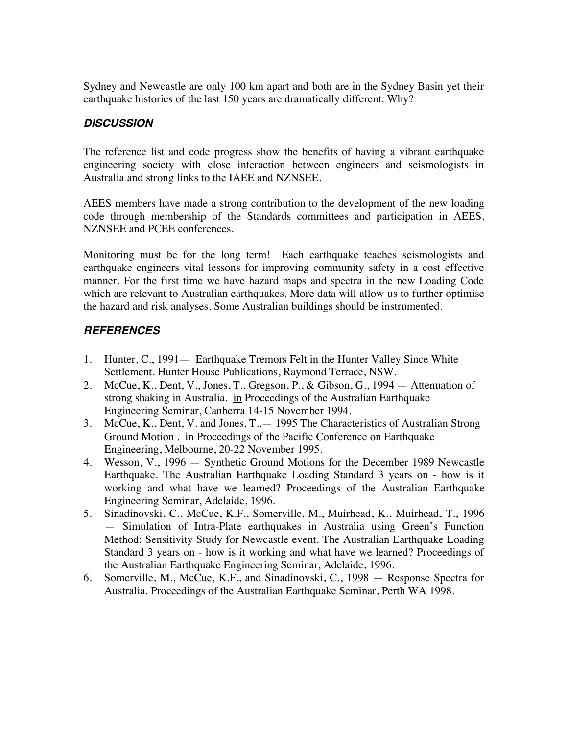Sydney and Newcastle are only 100 km apart and both are in the Sydney Basin yet their earthquake histories of the last 150 years are dramatically different. Why?

### *DISCUSSION*

The reference list and code progress show the benefits of having a vibrant earthquake engineering society with close interaction between engineers and seismologists in Australia and strong links to the IAEE and NZNSEE.

AEES members have made a strong contribution to the development of the new loading code through membership of the Standards committees and participation in AEES, NZNSEE and PCEE conferences.

Monitoring must be for the long term! Each earthquake teaches seismologists and earthquake engineers vital lessons for improving community safety in a cost effective manner. For the first time we have hazard maps and spectra in the new Loading Code which are relevant to Australian earthquakes. More data will allow us to further optimise the hazard and risk analyses. Some Australian buildings should be instrumented.

### *REFERENCES*

1. Hunter, C., 1991— Earthquake Tremors Felt in the Hunter Valley Since White Settlement. Hunter House Publications, Raymond Terrace, NSW.
2. McCue, K., Dent, V., Jones, T., Gregson, P., & Gibson, G., 1994 — Attenuation of strong shaking in Australia. <u>in</u> Proceedings of the Australian Earthquake Engineering Seminar, Canberra 14-15 November 1994.
3. McCue, K., Dent, V. and Jones, T.,— 1995 The Characteristics of Australian Strong Ground Motion . <u>in</u> Proceedings of the Pacific Conference on Earthquake Engineering, Melbourne, 20-22 November 1995.
4. Wesson, V., 1996 — Synthetic Ground Motions for the December 1989 Newcastle Earthquake. The Australian Earthquake Loading Standard 3 years on - how is it working and what have we learned? Proceedings of the Australian Earthquake Engineering Seminar, Adelaide, 1996.
5. Sinadinovski, C., McCue, K.F., Somerville, M., Muirhead, K., Muirhead, T., 1996 — Simulation of Intra-Plate earthquakes in Australia using Green's Function Method: Sensitivity Study for Newcastle event. The Australian Earthquake Loading Standard 3 years on - how is it working and what have we learned? Proceedings of the Australian Earthquake Engineering Seminar, Adelaide, 1996.
6. Somerville, M., McCue, K.F., and Sinadinovski, C., 1998 — Response Spectra for Australia. Proceedings of the Australian Earthquake Seminar, Perth WA 1998.